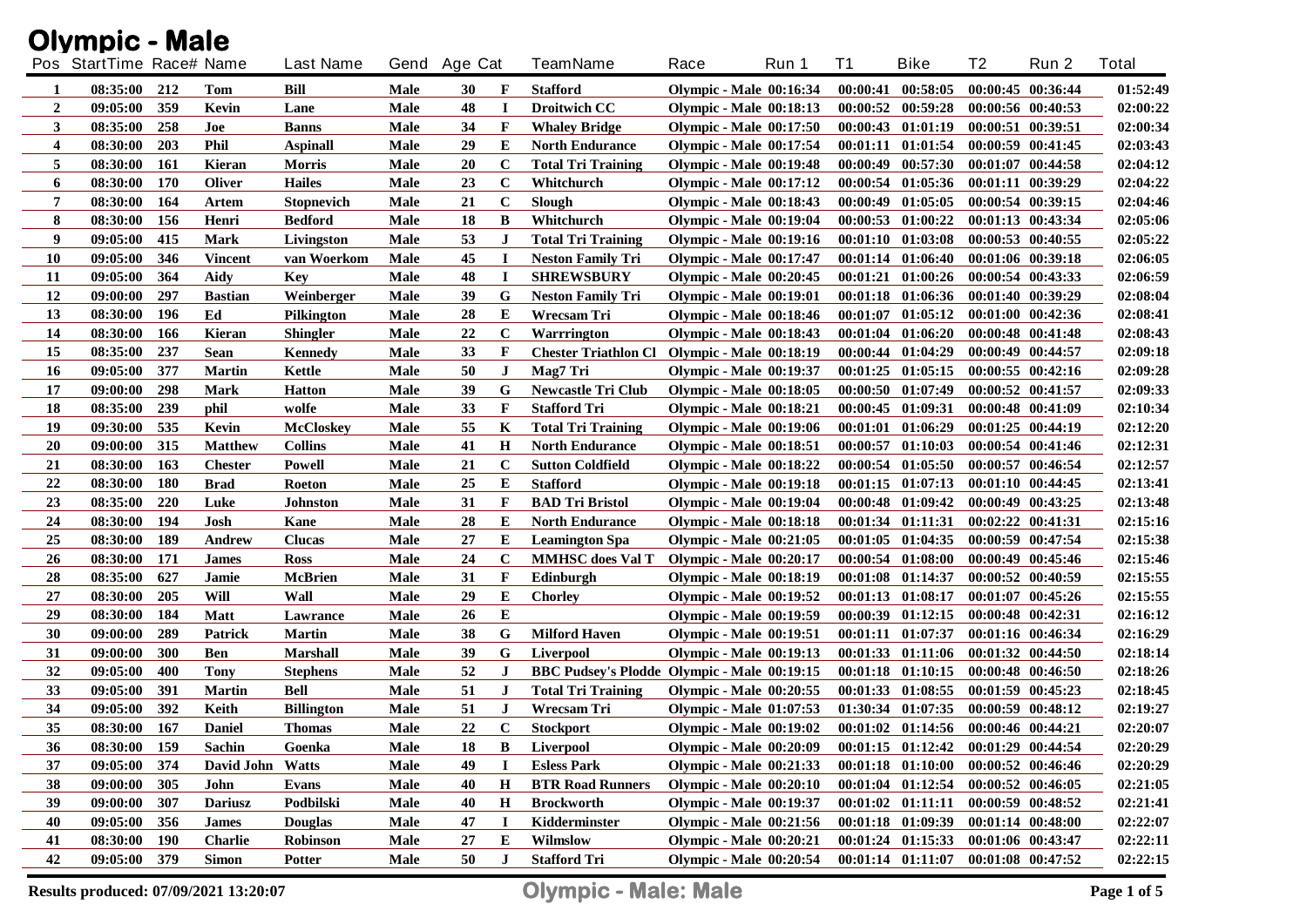# Olympic - Male

| Pos | StartTime | Race# | Name | Last Name | Gend | Age | Cat | TeamName | Race | Run 1 | T1 | Bike | T2 | Run 2 | Total |
|---|---|---|---|---|---|---|---|---|---|---|---|---|---|---|---|
| 1 | 08:35:00 | 212 | Tom | Bill | Male | 30 | F | Stafford | Olympic - Male | 00:16:34 | 00:00:41 | 00:58:05 | 00:00:45 | 00:36:44 | 01:52:49 |
| 2 | 09:05:00 | 359 | Kevin | Lane | Male | 48 | I | Droitwich CC | Olympic - Male | 00:18:13 | 00:00:52 | 00:59:28 | 00:00:56 | 00:40:53 | 02:00:22 |
| 3 | 08:35:00 | 258 | Joe | Banns | Male | 34 | F | Whaley Bridge | Olympic - Male | 00:17:50 | 00:00:43 | 01:01:19 | 00:00:51 | 00:39:51 | 02:00:34 |
| 4 | 08:30:00 | 203 | Phil | Aspinall | Male | 29 | E | North Endurance | Olympic - Male | 00:17:54 | 00:01:11 | 01:01:54 | 00:00:59 | 00:41:45 | 02:03:43 |
| 5 | 08:30:00 | 161 | Kieran | Morris | Male | 20 | C | Total Tri Training | Olympic - Male | 00:19:48 | 00:00:49 | 00:57:30 | 00:01:07 | 00:44:58 | 02:04:12 |
| 6 | 08:30:00 | 170 | Oliver | Hailes | Male | 23 | C | Whitchurch | Olympic - Male | 00:17:12 | 00:00:54 | 01:05:36 | 00:01:11 | 00:39:29 | 02:04:22 |
| 7 | 08:30:00 | 164 | Artem | Stopnevich | Male | 21 | C | Slough | Olympic - Male | 00:18:43 | 00:00:49 | 01:05:05 | 00:00:54 | 00:39:15 | 02:04:46 |
| 8 | 08:30:00 | 156 | Henri | Bedford | Male | 18 | B | Whitchurch | Olympic - Male | 00:19:04 | 00:00:53 | 01:00:22 | 00:01:13 | 00:43:34 | 02:05:06 |
| 9 | 09:05:00 | 415 | Mark | Livingston | Male | 53 | J | Total Tri Training | Olympic - Male | 00:19:16 | 00:01:10 | 01:03:08 | 00:00:53 | 00:40:55 | 02:05:22 |
| 10 | 09:05:00 | 346 | Vincent | van Woerkom | Male | 45 | I | Neston Family Tri | Olympic - Male | 00:17:47 | 00:01:14 | 01:06:40 | 00:01:06 | 00:39:18 | 02:06:05 |
| 11 | 09:05:00 | 364 | Aidy | Key | Male | 48 | I | SHREWSBURY | Olympic - Male | 00:20:45 | 00:01:21 | 01:00:26 | 00:00:54 | 00:43:33 | 02:06:59 |
| 12 | 09:00:00 | 297 | Bastian | Weinberger | Male | 39 | G | Neston Family Tri | Olympic - Male | 00:19:01 | 00:01:18 | 01:06:36 | 00:01:40 | 00:39:29 | 02:08:04 |
| 13 | 08:30:00 | 196 | Ed | Pilkington | Male | 28 | E | Wrecsam Tri | Olympic - Male | 00:18:46 | 00:01:07 | 01:05:12 | 00:01:00 | 00:42:36 | 02:08:41 |
| 14 | 08:30:00 | 166 | Kieran | Shingler | Male | 22 | C | Warrrington | Olympic - Male | 00:18:43 | 00:01:04 | 01:06:20 | 00:00:48 | 00:41:48 | 02:08:43 |
| 15 | 08:35:00 | 237 | Sean | Kennedy | Male | 33 | F | Chester Triathlon Cl | Olympic - Male | 00:18:19 | 00:00:44 | 01:04:29 | 00:00:49 | 00:44:57 | 02:09:18 |
| 16 | 09:05:00 | 377 | Martin | Kettle | Male | 50 | J | Mag7 Tri | Olympic - Male | 00:19:37 | 00:01:25 | 01:05:15 | 00:00:55 | 00:42:16 | 02:09:28 |
| 17 | 09:00:00 | 298 | Mark | Hatton | Male | 39 | G | Newcastle Tri Club | Olympic - Male | 00:18:05 | 00:00:50 | 01:07:49 | 00:00:52 | 00:41:57 | 02:09:33 |
| 18 | 08:35:00 | 239 | phil | wolfe | Male | 33 | F | Stafford Tri | Olympic - Male | 00:18:21 | 00:00:45 | 01:09:31 | 00:00:48 | 00:41:09 | 02:10:34 |
| 19 | 09:30:00 | 535 | Kevin | McCloskey | Male | 55 | K | Total Tri Training | Olympic - Male | 00:19:06 | 00:01:01 | 01:06:29 | 00:01:25 | 00:44:19 | 02:12:20 |
| 20 | 09:00:00 | 315 | Matthew | Collins | Male | 41 | H | North Endurance | Olympic - Male | 00:18:51 | 00:00:57 | 01:10:03 | 00:00:54 | 00:41:46 | 02:12:31 |
| 21 | 08:30:00 | 163 | Chester | Powell | Male | 21 | C | Sutton Coldfield | Olympic - Male | 00:18:22 | 00:00:54 | 01:05:50 | 00:00:57 | 00:46:54 | 02:12:57 |
| 22 | 08:30:00 | 180 | Brad | Roeton | Male | 25 | E | Stafford | Olympic - Male | 00:19:18 | 00:01:15 | 01:07:13 | 00:01:10 | 00:44:45 | 02:13:41 |
| 23 | 08:35:00 | 220 | Luke | Johnston | Male | 31 | F | BAD Tri Bristol | Olympic - Male | 00:19:04 | 00:00:48 | 01:09:42 | 00:00:49 | 00:43:25 | 02:13:48 |
| 24 | 08:30:00 | 194 | Josh | Kane | Male | 28 | E | North Endurance | Olympic - Male | 00:18:18 | 00:01:34 | 01:11:31 | 00:02:22 | 00:41:31 | 02:15:16 |
| 25 | 08:30:00 | 189 | Andrew | Clucas | Male | 27 | E | Leamington Spa | Olympic - Male | 00:21:05 | 00:01:05 | 01:04:35 | 00:00:59 | 00:47:54 | 02:15:38 |
| 26 | 08:30:00 | 171 | James | Ross | Male | 24 | C | MMHSC does Val T | Olympic - Male | 00:20:17 | 00:00:54 | 01:08:00 | 00:00:49 | 00:45:46 | 02:15:46 |
| 28 | 08:35:00 | 627 | Jamie | McBrien | Male | 31 | F | Edinburgh | Olympic - Male | 00:18:19 | 00:01:08 | 01:14:37 | 00:00:52 | 00:40:59 | 02:15:55 |
| 27 | 08:30:00 | 205 | Will | Wall | Male | 29 | E | Chorley | Olympic - Male | 00:19:52 | 00:01:13 | 01:08:17 | 00:01:07 | 00:45:26 | 02:15:55 |
| 29 | 08:30:00 | 184 | Matt | Lawrance | Male | 26 | E | | Olympic - Male | 00:19:59 | 00:00:39 | 01:12:15 | 00:00:48 | 00:42:31 | 02:16:12 |
| 30 | 09:00:00 | 289 | Patrick | Martin | Male | 38 | G | Milford Haven | Olympic - Male | 00:19:51 | 00:01:11 | 01:07:37 | 00:01:16 | 00:46:34 | 02:16:29 |
| 31 | 09:00:00 | 300 | Ben | Marshall | Male | 39 | G | Liverpool | Olympic - Male | 00:19:13 | 00:01:33 | 01:11:06 | 00:01:32 | 00:44:50 | 02:18:14 |
| 32 | 09:05:00 | 400 | Tony | Stephens | Male | 52 | J | BBC Pudsey's Plodde | Olympic - Male | 00:19:15 | 00:01:18 | 01:10:15 | 00:00:48 | 00:46:50 | 02:18:26 |
| 33 | 09:05:00 | 391 | Martin | Bell | Male | 51 | J | Total Tri Training | Olympic - Male | 00:20:55 | 00:01:33 | 01:08:55 | 00:01:59 | 00:45:23 | 02:18:45 |
| 34 | 09:05:00 | 392 | Keith | Billington | Male | 51 | J | Wrecsam Tri | Olympic - Male | 01:07:53 | 01:30:34 | 01:07:35 | 00:00:59 | 00:48:12 | 02:19:27 |
| 35 | 08:30:00 | 167 | Daniel | Thomas | Male | 22 | C | Stockport | Olympic - Male | 00:19:02 | 00:01:02 | 01:14:56 | 00:00:46 | 00:44:21 | 02:20:07 |
| 36 | 08:30:00 | 159 | Sachin | Goenka | Male | 18 | B | Liverpool | Olympic - Male | 00:20:09 | 00:01:15 | 01:12:42 | 00:01:29 | 00:44:54 | 02:20:29 |
| 37 | 09:05:00 | 374 | David John | Watts | Male | 49 | I | Esless Park | Olympic - Male | 00:21:33 | 00:01:18 | 01:10:00 | 00:00:52 | 00:46:46 | 02:20:29 |
| 38 | 09:00:00 | 305 | John | Evans | Male | 40 | H | BTR Road Runners | Olympic - Male | 00:20:10 | 00:01:04 | 01:12:54 | 00:00:52 | 00:46:05 | 02:21:05 |
| 39 | 09:00:00 | 307 | Dariusz | Podbilski | Male | 40 | H | Brockworth | Olympic - Male | 00:19:37 | 00:01:02 | 01:11:11 | 00:00:59 | 00:48:52 | 02:21:41 |
| 40 | 09:05:00 | 356 | James | Douglas | Male | 47 | I | Kidderminster | Olympic - Male | 00:21:56 | 00:01:18 | 01:09:39 | 00:01:14 | 00:48:00 | 02:22:07 |
| 41 | 08:30:00 | 190 | Charlie | Robinson | Male | 27 | E | Wilmslow | Olympic - Male | 00:20:21 | 00:01:24 | 01:15:33 | 00:01:06 | 00:43:47 | 02:22:11 |
| 42 | 09:05:00 | 379 | Simon | Potter | Male | 50 | J | Stafford Tri | Olympic - Male | 00:20:54 | 00:01:14 | 01:11:07 | 00:01:08 | 00:47:52 | 02:22:15 |

Results produced: 07/09/2021 13:20:07

**Olympic - Male: Male**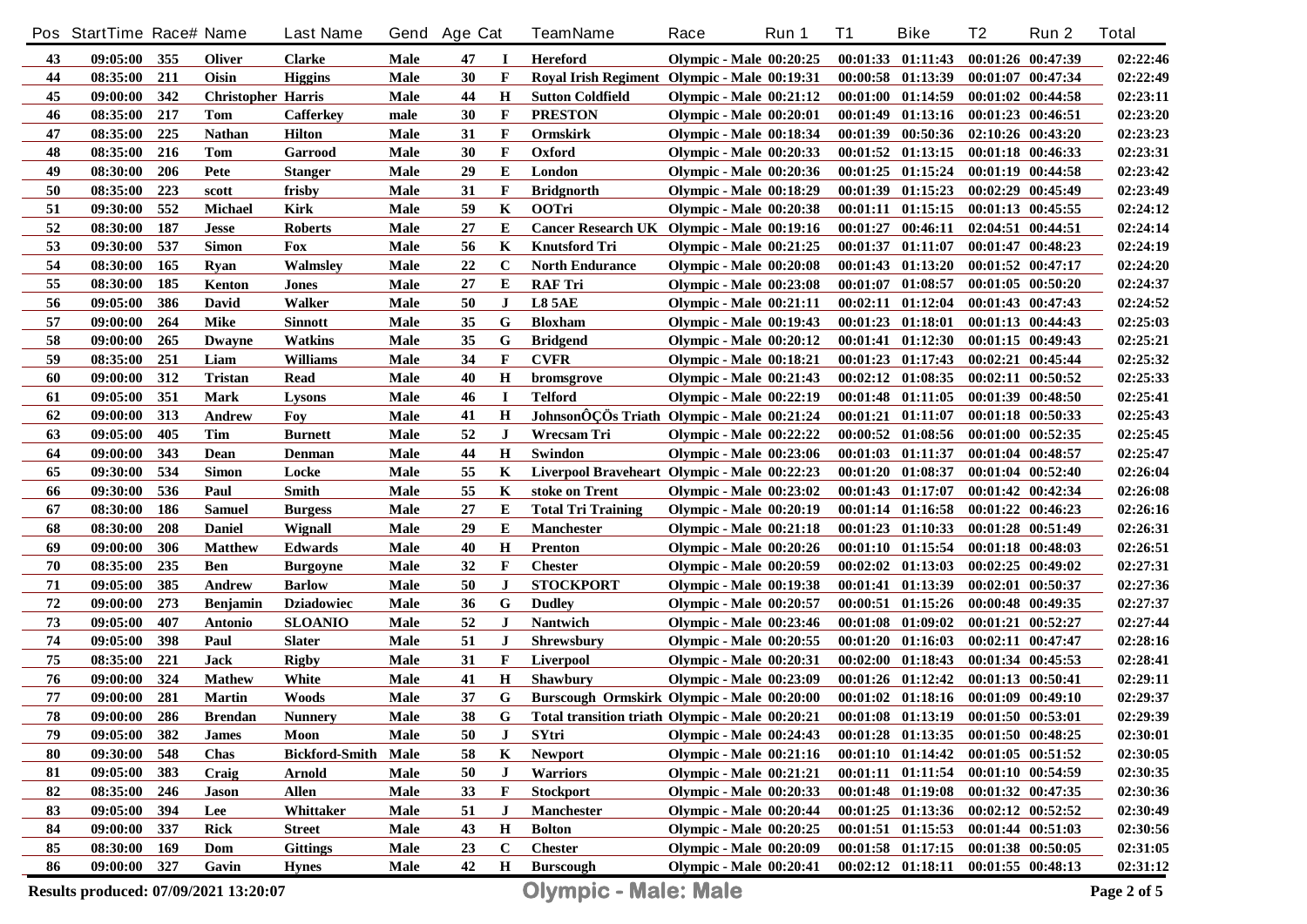| Pos | StartTime | Race# | Name | Last Name | Gend | Age | Cat | TeamName | Race | Run 1 | T1 | Bike | T2 | Run 2 | Total |
|---|---|---|---|---|---|---|---|---|---|---|---|---|---|---|---|
| 43 | 09:05:00 | 355 | Oliver | Clarke | Male | 47 | I | Hereford | Olympic - Male | 00:20:25 | 00:01:33 | 01:11:43 | 00:01:26 | 00:47:39 | 02:22:46 |
| 44 | 08:35:00 | 211 | Oisin | Higgins | Male | 30 | F | Royal Irish Regiment | Olympic - Male | 00:19:31 | 00:00:58 | 01:13:39 | 00:01:07 | 00:47:34 | 02:22:49 |
| 45 | 09:00:00 | 342 | Christopher | Harris | Male | 44 | H | Sutton Coldfield | Olympic - Male | 00:21:12 | 00:01:00 | 01:14:59 | 00:01:02 | 00:44:58 | 02:23:11 |
| 46 | 08:35:00 | 217 | Tom | Cafferkey | male | 30 | F | PRESTON | Olympic - Male | 00:20:01 | 00:01:49 | 01:13:16 | 00:01:23 | 00:46:51 | 02:23:20 |
| 47 | 08:35:00 | 225 | Nathan | Hilton | Male | 31 | F | Ormskirk | Olympic - Male | 00:18:34 | 00:01:39 | 00:50:36 | 02:10:26 | 00:43:20 | 02:23:23 |
| 48 | 08:35:00 | 216 | Tom | Garrood | Male | 30 | F | Oxford | Olympic - Male | 00:20:33 | 00:01:52 | 01:13:15 | 00:01:18 | 00:46:33 | 02:23:31 |
| 49 | 08:30:00 | 206 | Pete | Stanger | Male | 29 | E | London | Olympic - Male | 00:20:36 | 00:01:25 | 01:15:24 | 00:01:19 | 00:44:58 | 02:23:42 |
| 50 | 08:35:00 | 223 | scott | frisby | Male | 31 | F | Bridgnorth | Olympic - Male | 00:18:29 | 00:01:39 | 01:15:23 | 00:02:29 | 00:45:49 | 02:23:49 |
| 51 | 09:30:00 | 552 | Michael | Kirk | Male | 59 | K | OOTri | Olympic - Male | 00:20:38 | 00:01:11 | 01:15:15 | 00:01:13 | 00:45:55 | 02:24:12 |
| 52 | 08:30:00 | 187 | Jesse | Roberts | Male | 27 | E | Cancer Research UK | Olympic - Male | 00:19:16 | 00:01:27 | 00:46:11 | 02:04:51 | 00:44:51 | 02:24:14 |
| 53 | 09:30:00 | 537 | Simon | Fox | Male | 56 | K | Knutsford Tri | Olympic - Male | 00:21:25 | 00:01:37 | 01:11:07 | 00:01:47 | 00:48:23 | 02:24:19 |
| 54 | 08:30:00 | 165 | Ryan | Walmsley | Male | 22 | C | North Endurance | Olympic - Male | 00:20:08 | 00:01:43 | 01:13:20 | 00:01:52 | 00:47:17 | 02:24:20 |
| 55 | 08:30:00 | 185 | Kenton | Jones | Male | 27 | E | RAF Tri | Olympic - Male | 00:23:08 | 00:01:07 | 01:08:57 | 00:01:05 | 00:50:20 | 02:24:37 |
| 56 | 09:05:00 | 386 | David | Walker | Male | 50 | J | L8 5AE | Olympic - Male | 00:21:11 | 00:02:11 | 01:12:04 | 00:01:43 | 00:47:43 | 02:24:52 |
| 57 | 09:00:00 | 264 | Mike | Sinnott | Male | 35 | G | Bloxham | Olympic - Male | 00:19:43 | 00:01:23 | 01:18:01 | 00:01:13 | 00:44:43 | 02:25:03 |
| 58 | 09:00:00 | 265 | Dwayne | Watkins | Male | 35 | G | Bridgend | Olympic - Male | 00:20:12 | 00:01:41 | 01:12:30 | 00:01:15 | 00:49:43 | 02:25:21 |
| 59 | 08:35:00 | 251 | Liam | Williams | Male | 34 | F | CVFR | Olympic - Male | 00:18:21 | 00:01:23 | 01:17:43 | 00:02:21 | 00:45:44 | 02:25:32 |
| 60 | 09:00:00 | 312 | Tristan | Read | Male | 40 | H | bromsgrove | Olympic - Male | 00:21:43 | 00:02:12 | 01:08:35 | 00:02:11 | 00:50:52 | 02:25:33 |
| 61 | 09:05:00 | 351 | Mark | Lysons | Male | 46 | I | Telford | Olympic - Male | 00:22:19 | 00:01:48 | 01:11:05 | 00:01:39 | 00:48:50 | 02:25:41 |
| 62 | 09:00:00 | 313 | Andrew | Foy | Male | 41 | H | JohnsonÔÇÖs Triath | Olympic - Male | 00:21:24 | 00:01:21 | 01:11:07 | 00:01:18 | 00:50:33 | 02:25:43 |
| 63 | 09:05:00 | 405 | Tim | Burnett | Male | 52 | J | Wrecsam Tri | Olympic - Male | 00:22:22 | 00:00:52 | 01:08:56 | 00:01:00 | 00:52:35 | 02:25:45 |
| 64 | 09:00:00 | 343 | Dean | Denman | Male | 44 | H | Swindon | Olympic - Male | 00:23:06 | 00:01:03 | 01:11:37 | 00:01:04 | 00:48:57 | 02:25:47 |
| 65 | 09:30:00 | 534 | Simon | Locke | Male | 55 | K | Liverpool Braveheart | Olympic - Male | 00:22:23 | 00:01:20 | 01:08:37 | 00:01:04 | 00:52:40 | 02:26:04 |
| 66 | 09:30:00 | 536 | Paul | Smith | Male | 55 | K | stoke on Trent | Olympic - Male | 00:23:02 | 00:01:43 | 01:17:07 | 00:01:42 | 00:42:34 | 02:26:08 |
| 67 | 08:30:00 | 186 | Samuel | Burgess | Male | 27 | E | Total Tri Training | Olympic - Male | 00:20:19 | 00:01:14 | 01:16:58 | 00:01:22 | 00:46:23 | 02:26:16 |
| 68 | 08:30:00 | 208 | Daniel | Wignall | Male | 29 | E | Manchester | Olympic - Male | 00:21:18 | 00:01:23 | 01:10:33 | 00:01:28 | 00:51:49 | 02:26:31 |
| 69 | 09:00:00 | 306 | Matthew | Edwards | Male | 40 | H | Prenton | Olympic - Male | 00:20:26 | 00:01:10 | 01:15:54 | 00:01:18 | 00:48:03 | 02:26:51 |
| 70 | 08:35:00 | 235 | Ben | Burgoyne | Male | 32 | F | Chester | Olympic - Male | 00:20:59 | 00:02:02 | 01:13:03 | 00:02:25 | 00:49:02 | 02:27:31 |
| 71 | 09:05:00 | 385 | Andrew | Barlow | Male | 50 | J | STOCKPORT | Olympic - Male | 00:19:38 | 00:01:41 | 01:13:39 | 00:02:01 | 00:50:37 | 02:27:36 |
| 72 | 09:00:00 | 273 | Benjamin | Dziadowiec | Male | 36 | G | Dudley | Olympic - Male | 00:20:57 | 00:00:51 | 01:15:26 | 00:00:48 | 00:49:35 | 02:27:37 |
| 73 | 09:05:00 | 407 | Antonio | SLOANIO | Male | 52 | J | Nantwich | Olympic - Male | 00:23:46 | 00:01:08 | 01:09:02 | 00:01:21 | 00:52:27 | 02:27:44 |
| 74 | 09:05:00 | 398 | Paul | Slater | Male | 51 | J | Shrewsbury | Olympic - Male | 00:20:55 | 00:01:20 | 01:16:03 | 00:02:11 | 00:47:47 | 02:28:16 |
| 75 | 08:35:00 | 221 | Jack | Rigby | Male | 31 | F | Liverpool | Olympic - Male | 00:20:31 | 00:02:00 | 01:18:43 | 00:01:34 | 00:45:53 | 02:28:41 |
| 76 | 09:00:00 | 324 | Mathew | White | Male | 41 | H | Shawbury | Olympic - Male | 00:23:09 | 00:01:26 | 01:12:42 | 00:01:13 | 00:50:41 | 02:29:11 |
| 77 | 09:00:00 | 281 | Martin | Woods | Male | 37 | G | Burscough Ormskirk | Olympic - Male | 00:20:00 | 00:01:02 | 01:18:16 | 00:01:09 | 00:49:10 | 02:29:37 |
| 78 | 09:00:00 | 286 | Brendan | Nunnery | Male | 38 | G | Total transition triath | Olympic - Male | 00:20:21 | 00:01:08 | 01:13:19 | 00:01:50 | 00:53:01 | 02:29:39 |
| 79 | 09:05:00 | 382 | James | Moon | Male | 50 | J | SYtri | Olympic - Male | 00:24:43 | 00:01:28 | 01:13:35 | 00:01:50 | 00:48:25 | 02:30:01 |
| 80 | 09:30:00 | 548 | Chas | Bickford-Smith | Male | 58 | K | Newport | Olympic - Male | 00:21:16 | 00:01:10 | 01:14:42 | 00:01:05 | 00:51:52 | 02:30:05 |
| 81 | 09:05:00 | 383 | Craig | Arnold | Male | 50 | J | Warriors | Olympic - Male | 00:21:21 | 00:01:11 | 01:11:54 | 00:01:10 | 00:54:59 | 02:30:35 |
| 82 | 08:35:00 | 246 | Jason | Allen | Male | 33 | F | Stockport | Olympic - Male | 00:20:33 | 00:01:48 | 01:19:08 | 00:01:32 | 00:47:35 | 02:30:36 |
| 83 | 09:05:00 | 394 | Lee | Whittaker | Male | 51 | J | Manchester | Olympic - Male | 00:20:44 | 00:01:25 | 01:13:36 | 00:02:12 | 00:52:52 | 02:30:49 |
| 84 | 09:00:00 | 337 | Rick | Street | Male | 43 | H | Bolton | Olympic - Male | 00:20:25 | 00:01:51 | 01:15:53 | 00:01:44 | 00:51:03 | 02:30:56 |
| 85 | 08:30:00 | 169 | Dom | Gittings | Male | 23 | C | Chester | Olympic - Male | 00:20:09 | 00:01:58 | 01:17:15 | 00:01:38 | 00:50:05 | 02:31:05 |
| 86 | 09:00:00 | 327 | Gavin | Hynes | Male | 42 | H | Burscough | Olympic - Male | 00:20:41 | 00:02:12 | 01:18:11 | 00:01:55 | 00:48:13 | 02:31:12 |

Results produced: 07/09/2021 13:20:07

**Olympic - Male: Male**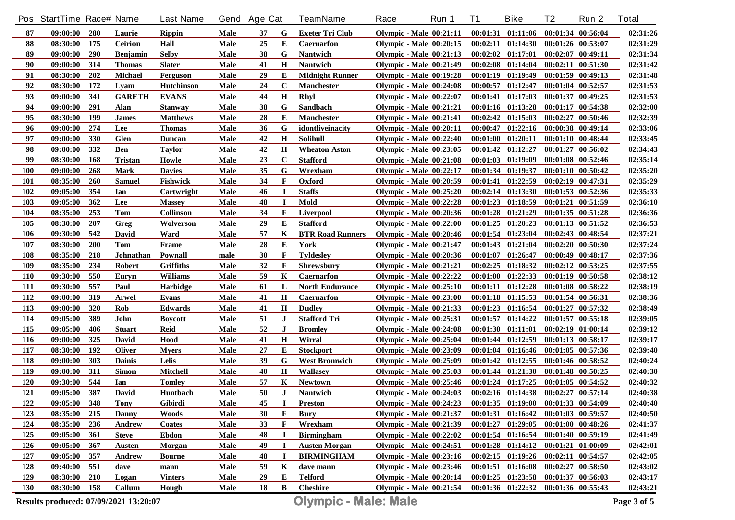| Pos | StartTime | Race# | Name | Last Name | Gend | Age | Cat | TeamName | Race | Run 1 | T1 | Bike | T2 | Run 2 | Total |
|---|---|---|---|---|---|---|---|---|---|---|---|---|---|---|---|
| 87 | 09:00:00 | 280 | Laurie | Rippin | Male | 37 | G | Exeter Tri Club | Olympic - Male | 00:21:11 | 00:01:31 | 01:11:06 | 00:01:34 | 00:56:04 | 02:31:26 |
| 88 | 08:30:00 | 175 | Ceirion | Hall | Male | 25 | E | Caernarfon | Olympic - Male | 00:20:15 | 00:02:11 | 01:14:30 | 00:01:26 | 00:53:07 | 02:31:29 |
| 89 | 09:00:00 | 290 | Benjamin | Selby | Male | 38 | G | Nantwich | Olympic - Male | 00:21:13 | 00:02:02 | 01:17:01 | 00:02:07 | 00:49:11 | 02:31:34 |
| 90 | 09:00:00 | 314 | Thomas | Slater | Male | 41 | H | Nantwich | Olympic - Male | 00:21:49 | 00:02:08 | 01:14:04 | 00:02:11 | 00:51:30 | 02:31:42 |
| 91 | 08:30:00 | 202 | Michael | Ferguson | Male | 29 | E | Midnight Runner | Olympic - Male | 00:19:28 | 00:01:19 | 01:19:49 | 00:01:59 | 00:49:13 | 02:31:48 |
| 92 | 08:30:00 | 172 | Lyam | Hutchinson | Male | 24 | C | Manchester | Olympic - Male | 00:24:08 | 00:00:57 | 01:12:47 | 00:01:04 | 00:52:57 | 02:31:53 |
| 93 | 09:00:00 | 341 | GARETH | EVANS | Male | 44 | H | Rhyl | Olympic - Male | 00:22:07 | 00:01:41 | 01:17:03 | 00:01:37 | 00:49:25 | 02:31:53 |
| 94 | 09:00:00 | 291 | Alan | Stanway | Male | 38 | G | Sandbach | Olympic - Male | 00:21:21 | 00:01:16 | 01:13:28 | 00:01:17 | 00:54:38 | 02:32:00 |
| 95 | 08:30:00 | 199 | James | Matthews | Male | 28 | E | Manchester | Olympic - Male | 00:21:41 | 00:02:42 | 01:15:03 | 00:02:27 | 00:50:46 | 02:32:39 |
| 96 | 09:00:00 | 274 | Lee | Thomas | Male | 36 | G | idontliveinacity | Olympic - Male | 00:20:11 | 00:00:47 | 01:22:16 | 00:00:38 | 00:49:14 | 02:33:06 |
| 97 | 09:00:00 | 330 | Glen | Duncan | Male | 42 | H | Solihull | Olympic - Male | 00:22:40 | 00:01:00 | 01:20:11 | 00:01:10 | 00:48:44 | 02:33:45 |
| 98 | 09:00:00 | 332 | Ben | Taylor | Male | 42 | H | Wheaton Aston | Olympic - Male | 00:23:05 | 00:01:42 | 01:12:27 | 00:01:27 | 00:56:02 | 02:34:43 |
| 99 | 08:30:00 | 168 | Tristan | Howle | Male | 23 | C | Stafford | Olympic - Male | 00:21:08 | 00:01:03 | 01:19:09 | 00:01:08 | 00:52:46 | 02:35:14 |
| 100 | 09:00:00 | 268 | Mark | Davies | Male | 35 | G | Wrexham | Olympic - Male | 00:22:17 | 00:01:34 | 01:19:37 | 00:01:10 | 00:50:42 | 02:35:20 |
| 101 | 08:35:00 | 260 | Samuel | Fishwick | Male | 34 | F | Oxford | Olympic - Male | 00:20:59 | 00:01:41 | 01:22:59 | 00:02:19 | 00:47:31 | 02:35:29 |
| 102 | 09:05:00 | 354 | Ian | Cartwright | Male | 46 | I | Staffs | Olympic - Male | 00:25:20 | 00:02:14 | 01:13:30 | 00:01:53 | 00:52:36 | 02:35:33 |
| 103 | 09:05:00 | 362 | Lee | Massey | Male | 48 | I | Mold | Olympic - Male | 00:22:28 | 00:01:23 | 01:18:59 | 00:01:21 | 00:51:59 | 02:36:10 |
| 104 | 08:35:00 | 253 | Tom | Collinson | Male | 34 | F | Liverpool | Olympic - Male | 00:20:36 | 00:01:28 | 01:21:29 | 00:01:35 | 00:51:28 | 02:36:36 |
| 105 | 08:30:00 | 207 | Greg | Wolverson | Male | 29 | E | Stafford | Olympic - Male | 00:22:00 | 00:01:25 | 01:20:23 | 00:01:13 | 00:51:52 | 02:36:53 |
| 106 | 09:30:00 | 542 | David | Ward | Male | 57 | K | BTR Road Runners | Olympic - Male | 00:20:46 | 00:01:54 | 01:23:04 | 00:02:43 | 00:48:54 | 02:37:21 |
| 107 | 08:30:00 | 200 | Tom | Frame | Male | 28 | E | York | Olympic - Male | 00:21:47 | 00:01:43 | 01:21:04 | 00:02:20 | 00:50:30 | 02:37:24 |
| 108 | 08:35:00 | 218 | Johnathan | Pownall | male | 30 | F | Tyldesley | Olympic - Male | 00:20:36 | 00:01:07 | 01:26:47 | 00:00:49 | 00:48:17 | 02:37:36 |
| 109 | 08:35:00 | 234 | Robert | Griffiths | Male | 32 | F | Shrewsbury | Olympic - Male | 00:21:21 | 00:02:25 | 01:18:32 | 00:02:12 | 00:53:25 | 02:37:55 |
| 110 | 09:30:00 | 550 | Euryn | Williams | Male | 59 | K | Caernarfon | Olympic - Male | 00:22:22 | 00:01:00 | 01:22:33 | 00:01:19 | 00:50:58 | 02:38:12 |
| 111 | 09:30:00 | 557 | Paul | Harbidge | Male | 61 | L | North Endurance | Olympic - Male | 00:25:10 | 00:01:11 | 01:12:28 | 00:01:08 | 00:58:22 | 02:38:19 |
| 112 | 09:00:00 | 319 | Arwel | Evans | Male | 41 | H | Caernarfon | Olympic - Male | 00:23:00 | 00:01:18 | 01:15:53 | 00:01:54 | 00:56:31 | 02:38:36 |
| 113 | 09:00:00 | 320 | Rob | Edwards | Male | 41 | H | Dudley | Olympic - Male | 00:21:33 | 00:01:23 | 01:16:54 | 00:01:27 | 00:57:32 | 02:38:49 |
| 114 | 09:05:00 | 389 | John | Boycott | Male | 51 | J | Stafford Tri | Olympic - Male | 00:25:31 | 00:01:57 | 01:14:22 | 00:01:57 | 00:55:18 | 02:39:05 |
| 115 | 09:05:00 | 406 | Stuart | Reid | Male | 52 | J | Bromley | Olympic - Male | 00:24:08 | 00:01:30 | 01:11:01 | 00:02:19 | 01:00:14 | 02:39:12 |
| 116 | 09:00:00 | 325 | David | Hood | Male | 41 | H | Wirral | Olympic - Male | 00:25:04 | 00:01:44 | 01:12:59 | 00:01:13 | 00:58:17 | 02:39:17 |
| 117 | 08:30:00 | 192 | Oliver | Myers | Male | 27 | E | Stockport | Olympic - Male | 00:23:09 | 00:01:04 | 01:16:46 | 00:01:05 | 00:57:36 | 02:39:40 |
| 118 | 09:00:00 | 303 | Dainis | Lelis | Male | 39 | G | West Bromwich | Olympic - Male | 00:25:09 | 00:01:42 | 01:12:55 | 00:01:46 | 00:58:52 | 02:40:24 |
| 119 | 09:00:00 | 311 | Simon | Mitchell | Male | 40 | H | Wallasey | Olympic - Male | 00:25:03 | 00:01:44 | 01:21:30 | 00:01:48 | 00:50:25 | 02:40:30 |
| 120 | 09:30:00 | 544 | Ian | Tomley | Male | 57 | K | Newtown | Olympic - Male | 00:25:46 | 00:01:24 | 01:17:25 | 00:01:05 | 00:54:52 | 02:40:32 |
| 121 | 09:05:00 | 387 | David | Huntbach | Male | 50 | J | Nantwich | Olympic - Male | 00:24:03 | 00:02:16 | 01:14:38 | 00:02:27 | 00:57:14 | 02:40:38 |
| 122 | 09:05:00 | 348 | Tony | Gibirdi | Male | 45 | I | Preston | Olympic - Male | 00:24:23 | 00:01:35 | 01:19:00 | 00:01:33 | 00:54:09 | 02:40:40 |
| 123 | 08:35:00 | 215 | Danny | Woods | Male | 30 | F | Bury | Olympic - Male | 00:21:37 | 00:01:31 | 01:16:42 | 00:01:03 | 00:59:57 | 02:40:50 |
| 124 | 08:35:00 | 236 | Andrew | Coates | Male | 33 | F | Wrexham | Olympic - Male | 00:21:39 | 00:01:27 | 01:29:05 | 00:01:00 | 00:48:26 | 02:41:37 |
| 125 | 09:05:00 | 361 | Steve | Ebdon | Male | 48 | I | Birmingham | Olympic - Male | 00:22:02 | 00:01:54 | 01:16:54 | 00:01:40 | 00:59:19 | 02:41:49 |
| 126 | 09:05:00 | 367 | Austen | Morgan | Male | 49 | I | Austen Morgan | Olympic - Male | 00:24:51 | 00:01:28 | 01:14:12 | 00:01:21 | 01:00:09 | 02:42:01 |
| 127 | 09:05:00 | 357 | Andrew | Bourne | Male | 48 | I | BIRMINGHAM | Olympic - Male | 00:23:16 | 00:02:15 | 01:19:26 | 00:02:11 | 00:54:57 | 02:42:05 |
| 128 | 09:40:00 | 551 | dave | mann | Male | 59 | K | dave mann | Olympic - Male | 00:23:46 | 00:01:51 | 01:16:08 | 00:02:27 | 00:58:50 | 02:43:02 |
| 129 | 08:30:00 | 210 | Logan | Vinters | Male | 29 | E | Telford | Olympic - Male | 00:20:14 | 00:01:25 | 01:23:58 | 00:01:37 | 00:56:03 | 02:43:17 |
| 130 | 08:30:00 | 158 | Callum | Hough | Male | 18 | B | Cheshire | Olympic - Male | 00:21:54 | 00:01:36 | 01:22:32 | 00:01:36 | 00:55:43 | 02:43:21 |

Results produced: 07/09/2021 13:20:07

**Olympic - Male: Male**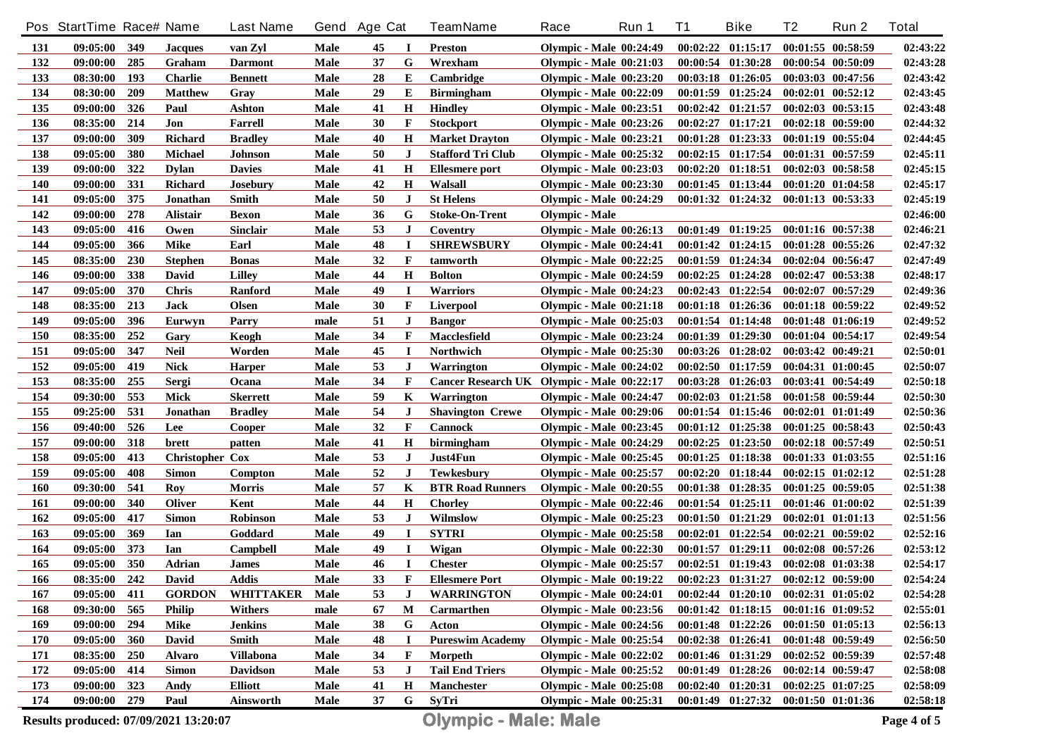| Pos | StartTime | Race# | Name | Last Name | Gend | Age | Cat | TeamName | Race | Run 1 | T1 | Bike | T2 | Run 2 | Total |
|---|---|---|---|---|---|---|---|---|---|---|---|---|---|---|---|
| 131 | 09:05:00 | 349 | Jacques | van Zyl | Male | 45 | I | Preston | Olympic - Male | 00:24:49 | 00:02:22 | 01:15:17 | 00:01:55 | 00:58:59 | 02:43:22 |
| 132 | 09:00:00 | 285 | Graham | Darmont | Male | 37 | G | Wrexham | Olympic - Male | 00:21:03 | 00:00:54 | 01:30:28 | 00:00:54 | 00:50:09 | 02:43:28 |
| 133 | 08:30:00 | 193 | Charlie | Bennett | Male | 28 | E | Cambridge | Olympic - Male | 00:23:20 | 00:03:18 | 01:26:05 | 00:03:03 | 00:47:56 | 02:43:42 |
| 134 | 08:30:00 | 209 | Matthew | Gray | Male | 29 | E | Birmingham | Olympic - Male | 00:22:09 | 00:01:59 | 01:25:24 | 00:02:01 | 00:52:12 | 02:43:45 |
| 135 | 09:00:00 | 326 | Paul | Ashton | Male | 41 | H | Hindley | Olympic - Male | 00:23:51 | 00:02:42 | 01:21:57 | 00:02:03 | 00:53:15 | 02:43:48 |
| 136 | 08:35:00 | 214 | Jon | Farrell | Male | 30 | F | Stockport | Olympic - Male | 00:23:26 | 00:02:27 | 01:17:21 | 00:02:18 | 00:59:00 | 02:44:32 |
| 137 | 09:00:00 | 309 | Richard | Bradley | Male | 40 | H | Market Drayton | Olympic - Male | 00:23:21 | 00:01:28 | 01:23:33 | 00:01:19 | 00:55:04 | 02:44:45 |
| 138 | 09:05:00 | 380 | Michael | Johnson | Male | 50 | J | Stafford Tri Club | Olympic - Male | 00:25:32 | 00:02:15 | 01:17:54 | 00:01:31 | 00:57:59 | 02:45:11 |
| 139 | 09:00:00 | 322 | Dylan | Davies | Male | 41 | H | Ellesmere port | Olympic - Male | 00:23:03 | 00:02:20 | 01:18:51 | 00:02:03 | 00:58:58 | 02:45:15 |
| 140 | 09:00:00 | 331 | Richard | Josebury | Male | 42 | H | Walsall | Olympic - Male | 00:23:30 | 00:01:45 | 01:13:44 | 00:01:20 | 01:04:58 | 02:45:17 |
| 141 | 09:05:00 | 375 | Jonathan | Smith | Male | 50 | J | St Helens | Olympic - Male | 00:24:29 | 00:01:32 | 01:24:32 | 00:01:13 | 00:53:33 | 02:45:19 |
| 142 | 09:00:00 | 278 | Alistair | Bexon | Male | 36 | G | Stoke-On-Trent | Olympic - Male | | | | | | 02:46:00 |
| 143 | 09:05:00 | 416 | Owen | Sinclair | Male | 53 | J | Coventry | Olympic - Male | 00:26:13 | 00:01:49 | 01:19:25 | 00:01:16 | 00:57:38 | 02:46:21 |
| 144 | 09:05:00 | 366 | Mike | Earl | Male | 48 | I | SHREWSBURY | Olympic - Male | 00:24:41 | 00:01:42 | 01:24:15 | 00:01:28 | 00:55:26 | 02:47:32 |
| 145 | 08:35:00 | 230 | Stephen | Bonas | Male | 32 | F | tamworth | Olympic - Male | 00:22:25 | 00:01:59 | 01:24:34 | 00:02:04 | 00:56:47 | 02:47:49 |
| 146 | 09:00:00 | 338 | David | Lilley | Male | 44 | H | Bolton | Olympic - Male | 00:24:59 | 00:02:25 | 01:24:28 | 00:02:47 | 00:53:38 | 02:48:17 |
| 147 | 09:05:00 | 370 | Chris | Ranford | Male | 49 | I | Warriors | Olympic - Male | 00:24:23 | 00:02:43 | 01:22:54 | 00:02:07 | 00:57:29 | 02:49:36 |
| 148 | 08:35:00 | 213 | Jack | Olsen | Male | 30 | F | Liverpool | Olympic - Male | 00:21:18 | 00:01:18 | 01:26:36 | 00:01:18 | 00:59:22 | 02:49:52 |
| 149 | 09:05:00 | 396 | Eurwyn | Parry | male | 51 | J | Bangor | Olympic - Male | 00:25:03 | 00:01:54 | 01:14:48 | 00:01:48 | 01:06:19 | 02:49:52 |
| 150 | 08:35:00 | 252 | Gary | Keogh | Male | 34 | F | Macclesfield | Olympic - Male | 00:23:24 | 00:01:39 | 01:29:30 | 00:01:04 | 00:54:17 | 02:49:54 |
| 151 | 09:05:00 | 347 | Neil | Worden | Male | 45 | I | Northwich | Olympic - Male | 00:25:30 | 00:03:26 | 01:28:02 | 00:03:42 | 00:49:21 | 02:50:01 |
| 152 | 09:05:00 | 419 | Nick | Harper | Male | 53 | J | Warrington | Olympic - Male | 00:24:02 | 00:02:50 | 01:17:59 | 00:04:31 | 01:00:45 | 02:50:07 |
| 153 | 08:35:00 | 255 | Sergi | Ocana | Male | 34 | F | Cancer Research UK | Olympic - Male | 00:22:17 | 00:03:28 | 01:26:03 | 00:03:41 | 00:54:49 | 02:50:18 |
| 154 | 09:30:00 | 553 | Mick | Skerrett | Male | 59 | K | Warrington | Olympic - Male | 00:24:47 | 00:02:03 | 01:21:58 | 00:01:58 | 00:59:44 | 02:50:30 |
| 155 | 09:25:00 | 531 | Jonathan | Bradley | Male | 54 | J | Shavington Crewe | Olympic - Male | 00:29:06 | 00:01:54 | 01:15:46 | 00:02:01 | 01:01:49 | 02:50:36 |
| 156 | 09:40:00 | 526 | Lee | Cooper | Male | 32 | F | Cannock | Olympic - Male | 00:23:45 | 00:01:12 | 01:25:38 | 00:01:25 | 00:58:43 | 02:50:43 |
| 157 | 09:00:00 | 318 | brett | patten | Male | 41 | H | birmingham | Olympic - Male | 00:24:29 | 00:02:25 | 01:23:50 | 00:02:18 | 00:57:49 | 02:50:51 |
| 158 | 09:05:00 | 413 | Christopher | Cox | Male | 53 | J | Just4Fun | Olympic - Male | 00:25:45 | 00:01:25 | 01:18:38 | 00:01:33 | 01:03:55 | 02:51:16 |
| 159 | 09:05:00 | 408 | Simon | Compton | Male | 52 | J | Tewkesbury | Olympic - Male | 00:25:57 | 00:02:20 | 01:18:44 | 00:02:15 | 01:02:12 | 02:51:28 |
| 160 | 09:30:00 | 541 | Roy | Morris | Male | 57 | K | BTR Road Runners | Olympic - Male | 00:20:55 | 00:01:38 | 01:28:35 | 00:01:25 | 00:59:05 | 02:51:38 |
| 161 | 09:00:00 | 340 | Oliver | Kent | Male | 44 | H | Chorley | Olympic - Male | 00:22:46 | 00:01:54 | 01:25:11 | 00:01:46 | 01:00:02 | 02:51:39 |
| 162 | 09:05:00 | 417 | Simon | Robinson | Male | 53 | J | Wilmslow | Olympic - Male | 00:25:23 | 00:01:50 | 01:21:29 | 00:02:01 | 01:01:13 | 02:51:56 |
| 163 | 09:05:00 | 369 | Ian | Goddard | Male | 49 | I | SYTRI | Olympic - Male | 00:25:58 | 00:02:01 | 01:22:54 | 00:02:21 | 00:59:02 | 02:52:16 |
| 164 | 09:05:00 | 373 | Ian | Campbell | Male | 49 | I | Wigan | Olympic - Male | 00:22:30 | 00:01:57 | 01:29:11 | 00:02:08 | 00:57:26 | 02:53:12 |
| 165 | 09:05:00 | 350 | Adrian | James | Male | 46 | I | Chester | Olympic - Male | 00:25:57 | 00:02:51 | 01:19:43 | 00:02:08 | 01:03:38 | 02:54:17 |
| 166 | 08:35:00 | 242 | David | Addis | Male | 33 | F | Ellesmere Port | Olympic - Male | 00:19:22 | 00:02:23 | 01:31:27 | 00:02:12 | 00:59:00 | 02:54:24 |
| 167 | 09:05:00 | 411 | GORDON | WHITTAKER | Male | 53 | J | WARRINGTON | Olympic - Male | 00:24:01 | 00:02:44 | 01:20:10 | 00:02:31 | 01:05:02 | 02:54:28 |
| 168 | 09:30:00 | 565 | Philip | Withers | male | 67 | M | Carmarthen | Olympic - Male | 00:23:56 | 00:01:42 | 01:18:15 | 00:01:16 | 01:09:52 | 02:55:01 |
| 169 | 09:00:00 | 294 | Mike | Jenkins | Male | 38 | G | Acton | Olympic - Male | 00:24:56 | 00:01:48 | 01:22:26 | 00:01:50 | 01:05:13 | 02:56:13 |
| 170 | 09:05:00 | 360 | David | Smith | Male | 48 | I | Pureswim Academy | Olympic - Male | 00:25:54 | 00:02:38 | 01:26:41 | 00:01:48 | 00:59:49 | 02:56:50 |
| 171 | 08:35:00 | 250 | Alvaro | Villabona | Male | 34 | F | Morpeth | Olympic - Male | 00:22:02 | 00:01:46 | 01:31:29 | 00:02:52 | 00:59:39 | 02:57:48 |
| 172 | 09:05:00 | 414 | Simon | Davidson | Male | 53 | J | Tail End Triers | Olympic - Male | 00:25:52 | 00:01:49 | 01:28:26 | 00:02:14 | 00:59:47 | 02:58:08 |
| 173 | 09:00:00 | 323 | Andy | Elliott | Male | 41 | H | Manchester | Olympic - Male | 00:25:08 | 00:02:40 | 01:20:31 | 00:02:25 | 01:07:25 | 02:58:09 |
| 174 | 09:00:00 | 279 | Paul | Ainsworth | Male | 37 | G | SyTri | Olympic - Male | 00:25:31 | 00:01:49 | 01:27:32 | 00:01:50 | 01:01:36 | 02:58:18 |

Results produced: 07/09/2021 13:20:07

**Olympic - Male: Male**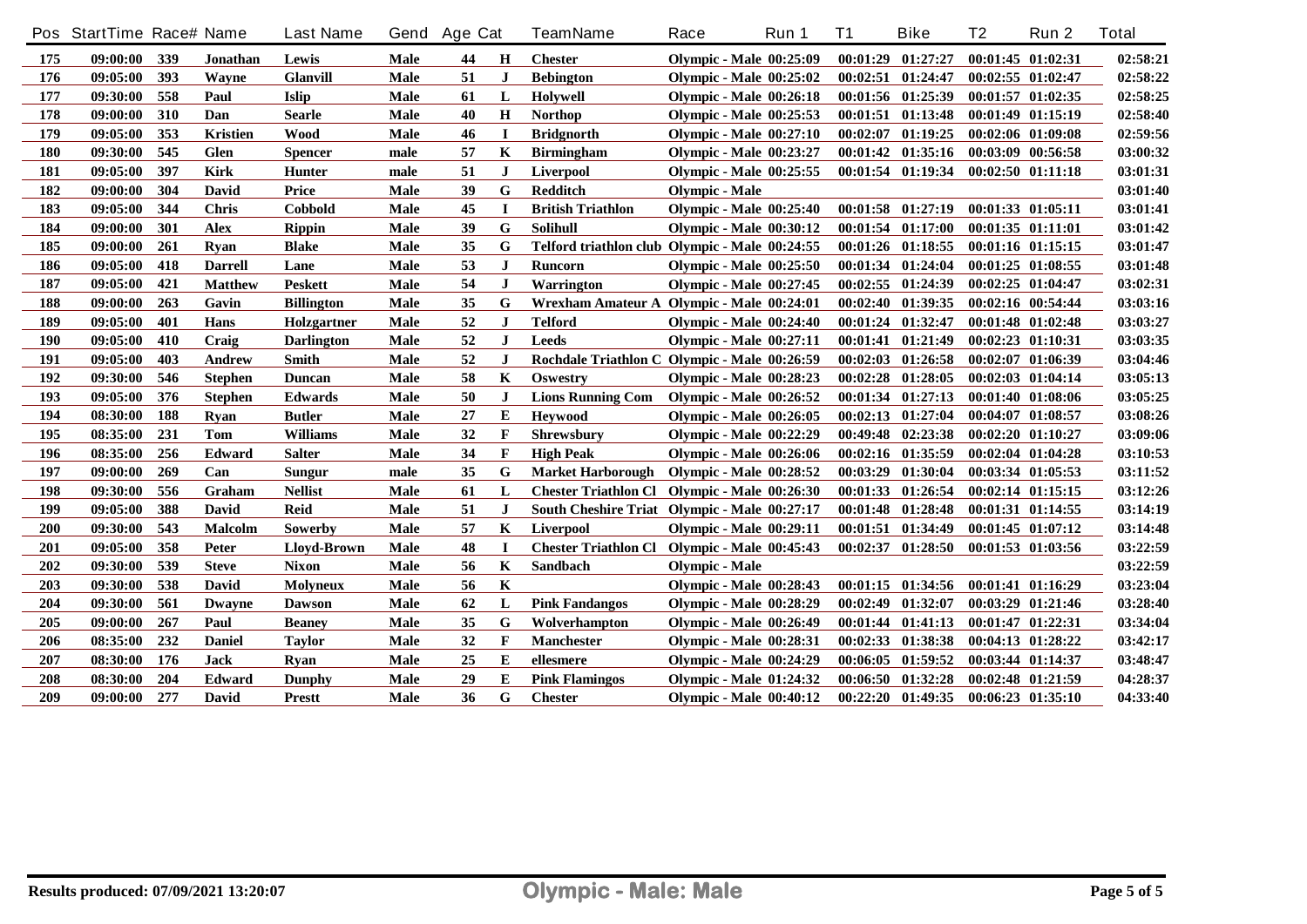| Pos | StartTime | Race# | Name | Last Name | Gend | Age | Cat | TeamName | Race | Run 1 | T1 | Bike | T2 | Run 2 | Total |
|---|---|---|---|---|---|---|---|---|---|---|---|---|---|---|---|
| 175 | 09:00:00 | 339 | Jonathan | Lewis | Male | 44 | H | Chester | Olympic - Male | 00:25:09 | 00:01:29 | 01:27:27 | 00:01:45 | 01:02:31 | 02:58:21 |
| 176 | 09:05:00 | 393 | Wayne | Glanvill | Male | 51 | J | Bebington | Olympic - Male | 00:25:02 | 00:02:51 | 01:24:47 | 00:02:55 | 01:02:47 | 02:58:22 |
| 177 | 09:30:00 | 558 | Paul | Islip | Male | 61 | L | Holywell | Olympic - Male | 00:26:18 | 00:01:56 | 01:25:39 | 00:01:57 | 01:02:35 | 02:58:25 |
| 178 | 09:00:00 | 310 | Dan | Searle | Male | 40 | H | Northop | Olympic - Male | 00:25:53 | 00:01:51 | 01:13:48 | 00:01:49 | 01:15:19 | 02:58:40 |
| 179 | 09:05:00 | 353 | Kristien | Wood | Male | 46 | I | Bridgnorth | Olympic - Male | 00:27:10 | 00:02:07 | 01:19:25 | 00:02:06 | 01:09:08 | 02:59:56 |
| 180 | 09:30:00 | 545 | Glen | Spencer | male | 57 | K | Birmingham | Olympic - Male | 00:23:27 | 00:01:42 | 01:35:16 | 00:03:09 | 00:56:58 | 03:00:32 |
| 181 | 09:05:00 | 397 | Kirk | Hunter | male | 51 | J | Liverpool | Olympic - Male | 00:25:55 | 00:01:54 | 01:19:34 | 00:02:50 | 01:11:18 | 03:01:31 |
| 182 | 09:00:00 | 304 | David | Price | Male | 39 | G | Redditch | Olympic - Male | | | | | | 03:01:40 |
| 183 | 09:05:00 | 344 | Chris | Cobbold | Male | 45 | I | British Triathlon | Olympic - Male | 00:25:40 | 00:01:58 | 01:27:19 | 00:01:33 | 01:05:11 | 03:01:41 |
| 184 | 09:00:00 | 301 | Alex | Rippin | Male | 39 | G | Solihull | Olympic - Male | 00:30:12 | 00:01:54 | 01:17:00 | 00:01:35 | 01:11:01 | 03:01:42 |
| 185 | 09:00:00 | 261 | Ryan | Blake | Male | 35 | G | Telford triathlon club | Olympic - Male | 00:24:55 | 00:01:26 | 01:18:55 | 00:01:16 | 01:15:15 | 03:01:47 |
| 186 | 09:05:00 | 418 | Darrell | Lane | Male | 53 | J | Runcorn | Olympic - Male | 00:25:50 | 00:01:34 | 01:24:04 | 00:01:25 | 01:08:55 | 03:01:48 |
| 187 | 09:05:00 | 421 | Matthew | Peskett | Male | 54 | J | Warrington | Olympic - Male | 00:27:45 | 00:02:55 | 01:24:39 | 00:02:25 | 01:04:47 | 03:02:31 |
| 188 | 09:00:00 | 263 | Gavin | Billington | Male | 35 | G | Wrexham Amateur A | Olympic - Male | 00:24:01 | 00:02:40 | 01:39:35 | 00:02:16 | 00:54:44 | 03:03:16 |
| 189 | 09:05:00 | 401 | Hans | Holzgartner | Male | 52 | J | Telford | Olympic - Male | 00:24:40 | 00:01:24 | 01:32:47 | 00:01:48 | 01:02:48 | 03:03:27 |
| 190 | 09:05:00 | 410 | Craig | Darlington | Male | 52 | J | Leeds | Olympic - Male | 00:27:11 | 00:01:41 | 01:21:49 | 00:02:23 | 01:10:31 | 03:03:35 |
| 191 | 09:05:00 | 403 | Andrew | Smith | Male | 52 | J | Rochdale Triathlon C | Olympic - Male | 00:26:59 | 00:02:03 | 01:26:58 | 00:02:07 | 01:06:39 | 03:04:46 |
| 192 | 09:30:00 | 546 | Stephen | Duncan | Male | 58 | K | Oswestry | Olympic - Male | 00:28:23 | 00:02:28 | 01:28:05 | 00:02:03 | 01:04:14 | 03:05:13 |
| 193 | 09:05:00 | 376 | Stephen | Edwards | Male | 50 | J | Lions Running Com | Olympic - Male | 00:26:52 | 00:01:34 | 01:27:13 | 00:01:40 | 01:08:06 | 03:05:25 |
| 194 | 08:30:00 | 188 | Ryan | Butler | Male | 27 | E | Heywood | Olympic - Male | 00:26:05 | 00:02:13 | 01:27:04 | 00:04:07 | 01:08:57 | 03:08:26 |
| 195 | 08:35:00 | 231 | Tom | Williams | Male | 32 | F | Shrewsbury | Olympic - Male | 00:22:29 | 00:49:48 | 02:23:38 | 00:02:20 | 01:10:27 | 03:09:06 |
| 196 | 08:35:00 | 256 | Edward | Salter | Male | 34 | F | High Peak | Olympic - Male | 00:26:06 | 00:02:16 | 01:35:59 | 00:02:04 | 01:04:28 | 03:10:53 |
| 197 | 09:00:00 | 269 | Can | Sungur | male | 35 | G | Market Harborough | Olympic - Male | 00:28:52 | 00:03:29 | 01:30:04 | 00:03:34 | 01:05:53 | 03:11:52 |
| 198 | 09:30:00 | 556 | Graham | Nellist | Male | 61 | L | Chester Triathlon Cl | Olympic - Male | 00:26:30 | 00:01:33 | 01:26:54 | 00:02:14 | 01:15:15 | 03:12:26 |
| 199 | 09:05:00 | 388 | David | Reid | Male | 51 | J | South Cheshire Triat | Olympic - Male | 00:27:17 | 00:01:48 | 01:28:48 | 00:01:31 | 01:14:55 | 03:14:19 |
| 200 | 09:30:00 | 543 | Malcolm | Sowerby | Male | 57 | K | Liverpool | Olympic - Male | 00:29:11 | 00:01:51 | 01:34:49 | 00:01:45 | 01:07:12 | 03:14:48 |
| 201 | 09:05:00 | 358 | Peter | Lloyd-Brown | Male | 48 | I | Chester Triathlon Cl | Olympic - Male | 00:45:43 | 00:02:37 | 01:28:50 | 00:01:53 | 01:03:56 | 03:22:59 |
| 202 | 09:30:00 | 539 | Steve | Nixon | Male | 56 | K | Sandbach | Olympic - Male | | | | | | 03:22:59 |
| 203 | 09:30:00 | 538 | David | Molyneux | Male | 56 | K | | Olympic - Male | 00:28:43 | 00:01:15 | 01:34:56 | 00:01:41 | 01:16:29 | 03:23:04 |
| 204 | 09:30:00 | 561 | Dwayne | Dawson | Male | 62 | L | Pink Fandangos | Olympic - Male | 00:28:29 | 00:02:49 | 01:32:07 | 00:03:29 | 01:21:46 | 03:28:40 |
| 205 | 09:00:00 | 267 | Paul | Beaney | Male | 35 | G | Wolverhampton | Olympic - Male | 00:26:49 | 00:01:44 | 01:41:13 | 00:01:47 | 01:22:31 | 03:34:04 |
| 206 | 08:35:00 | 232 | Daniel | Taylor | Male | 32 | F | Manchester | Olympic - Male | 00:28:31 | 00:02:33 | 01:38:38 | 00:04:13 | 01:28:22 | 03:42:17 |
| 207 | 08:30:00 | 176 | Jack | Ryan | Male | 25 | E | ellesmere | Olympic - Male | 00:24:29 | 00:06:05 | 01:59:52 | 00:03:44 | 01:14:37 | 03:48:47 |
| 208 | 08:30:00 | 204 | Edward | Dunphy | Male | 29 | E | Pink Flamingos | Olympic - Male | 01:24:32 | 00:06:50 | 01:32:28 | 00:02:48 | 01:21:59 | 04:28:37 |
| 209 | 09:00:00 | 277 | David | Prestt | Male | 36 | G | Chester | Olympic - Male | 00:40:12 | 00:22:20 | 01:49:35 | 00:06:23 | 01:35:10 | 04:33:40 |

**Results produced: 07/09/2021 13:20:07** **Olympic - Male: Male**